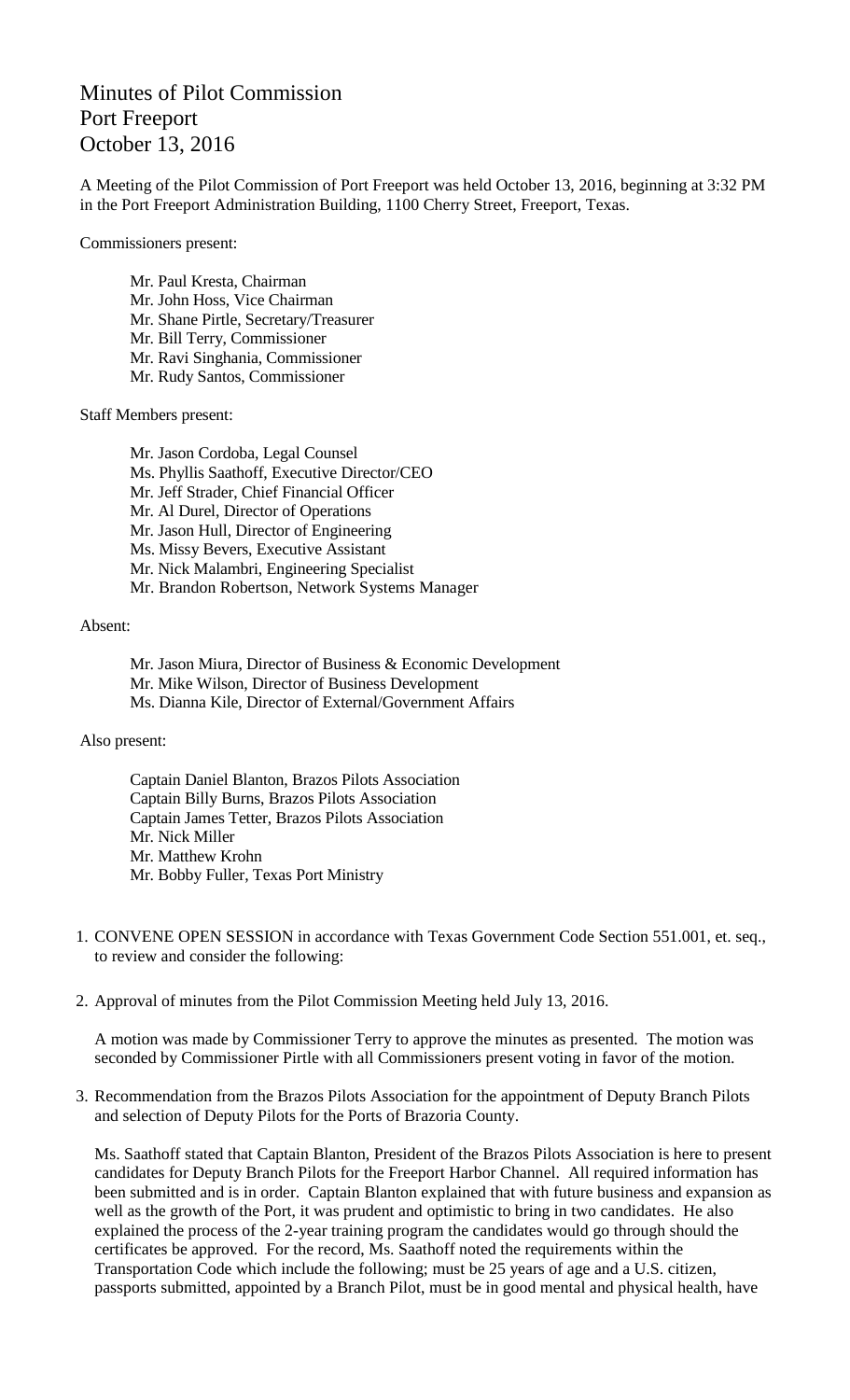# Minutes of Pilot Commission
# Port Freeport
# October 13, 2016

A Meeting of the Pilot Commission of Port Freeport was held October 13, 2016, beginning at 3:32 PM in the Port Freeport Administration Building, 1100 Cherry Street, Freeport, Texas.

Commissioners present:

Mr. Paul Kresta, Chairman
Mr. John Hoss, Vice Chairman
Mr. Shane Pirtle, Secretary/Treasurer
Mr. Bill Terry, Commissioner
Mr. Ravi Singhania, Commissioner
Mr. Rudy Santos, Commissioner

Staff Members present:

Mr. Jason Cordoba, Legal Counsel
Ms. Phyllis Saathoff, Executive Director/CEO
Mr. Jeff Strader, Chief Financial Officer
Mr. Al Durel, Director of Operations
Mr. Jason Hull, Director of Engineering
Ms. Missy Bevers, Executive Assistant
Mr. Nick Malambri, Engineering Specialist
Mr. Brandon Robertson, Network Systems Manager

Absent:

Mr. Jason Miura, Director of Business & Economic Development
Mr. Mike Wilson, Director of Business Development
Ms. Dianna Kile, Director of External/Government Affairs

Also present:

Captain Daniel Blanton, Brazos Pilots Association
Captain Billy Burns, Brazos Pilots Association
Captain James Tetter, Brazos Pilots Association
Mr. Nick Miller
Mr. Matthew Krohn
Mr. Bobby Fuller, Texas Port Ministry

1. CONVENE OPEN SESSION in accordance with Texas Government Code Section 551.001, et. seq., to review and consider the following:

2. Approval of minutes from the Pilot Commission Meeting held July 13, 2016.

   A motion was made by Commissioner Terry to approve the minutes as presented. The motion was seconded by Commissioner Pirtle with all Commissioners present voting in favor of the motion.

3. Recommendation from the Brazos Pilots Association for the appointment of Deputy Branch Pilots and selection of Deputy Pilots for the Ports of Brazoria County.

   Ms. Saathoff stated that Captain Blanton, President of the Brazos Pilots Association is here to present candidates for Deputy Branch Pilots for the Freeport Harbor Channel. All required information has been submitted and is in order. Captain Blanton explained that with future business and expansion as well as the growth of the Port, it was prudent and optimistic to bring in two candidates. He also explained the process of the 2-year training program the candidates would go through should the certificates be approved. For the record, Ms. Saathoff noted the requirements within the Transportation Code which include the following; must be 25 years of age and a U.S. citizen, passports submitted, appointed by a Branch Pilot, must be in good mental and physical health, have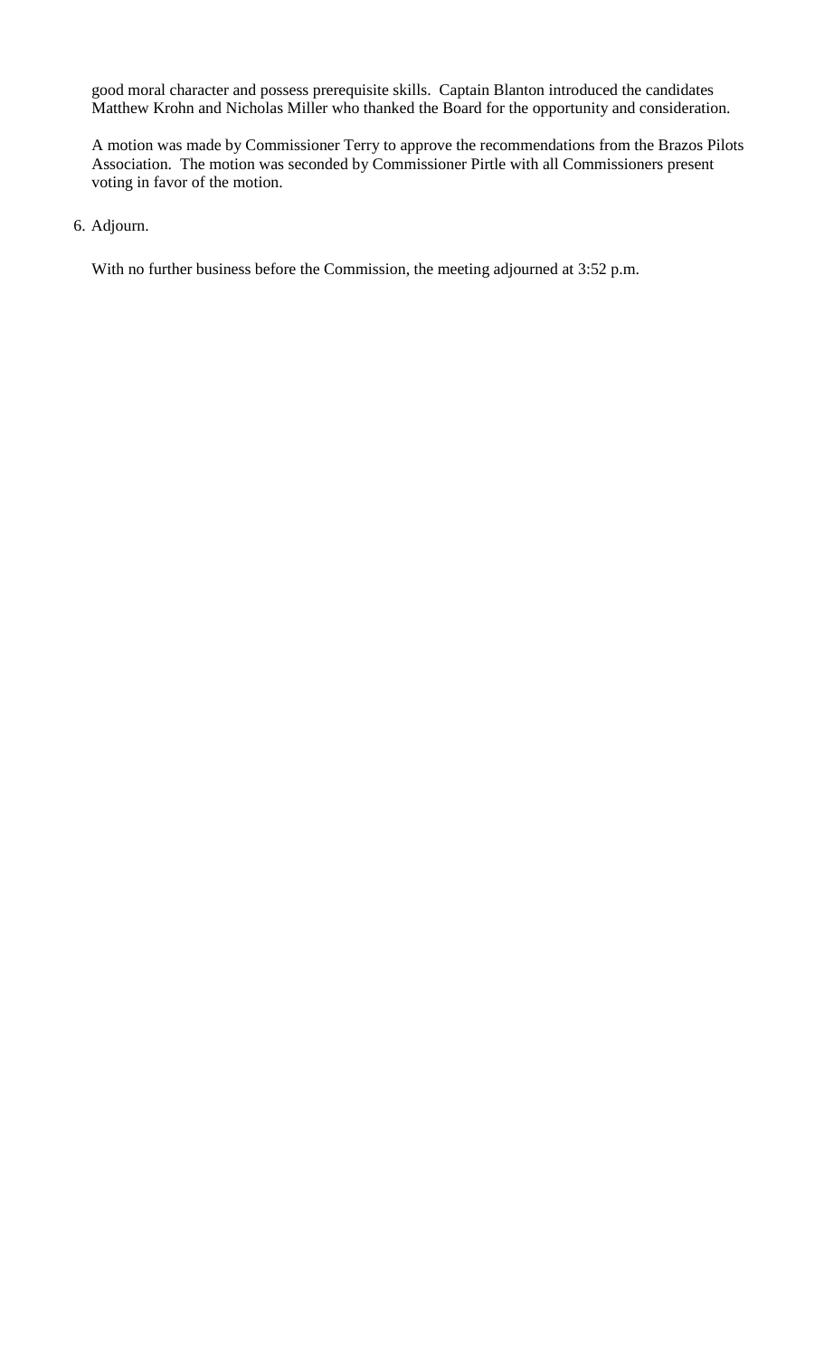good moral character and possess prerequisite skills. Captain Blanton introduced the candidates Matthew Krohn and Nicholas Miller who thanked the Board for the opportunity and consideration.

A motion was made by Commissioner Terry to approve the recommendations from the Brazos Pilots Association. The motion was seconded by Commissioner Pirtle with all Commissioners present voting in favor of the motion.

6. Adjourn.

   With no further business before the Commission, the meeting adjourned at 3:52 p.m.